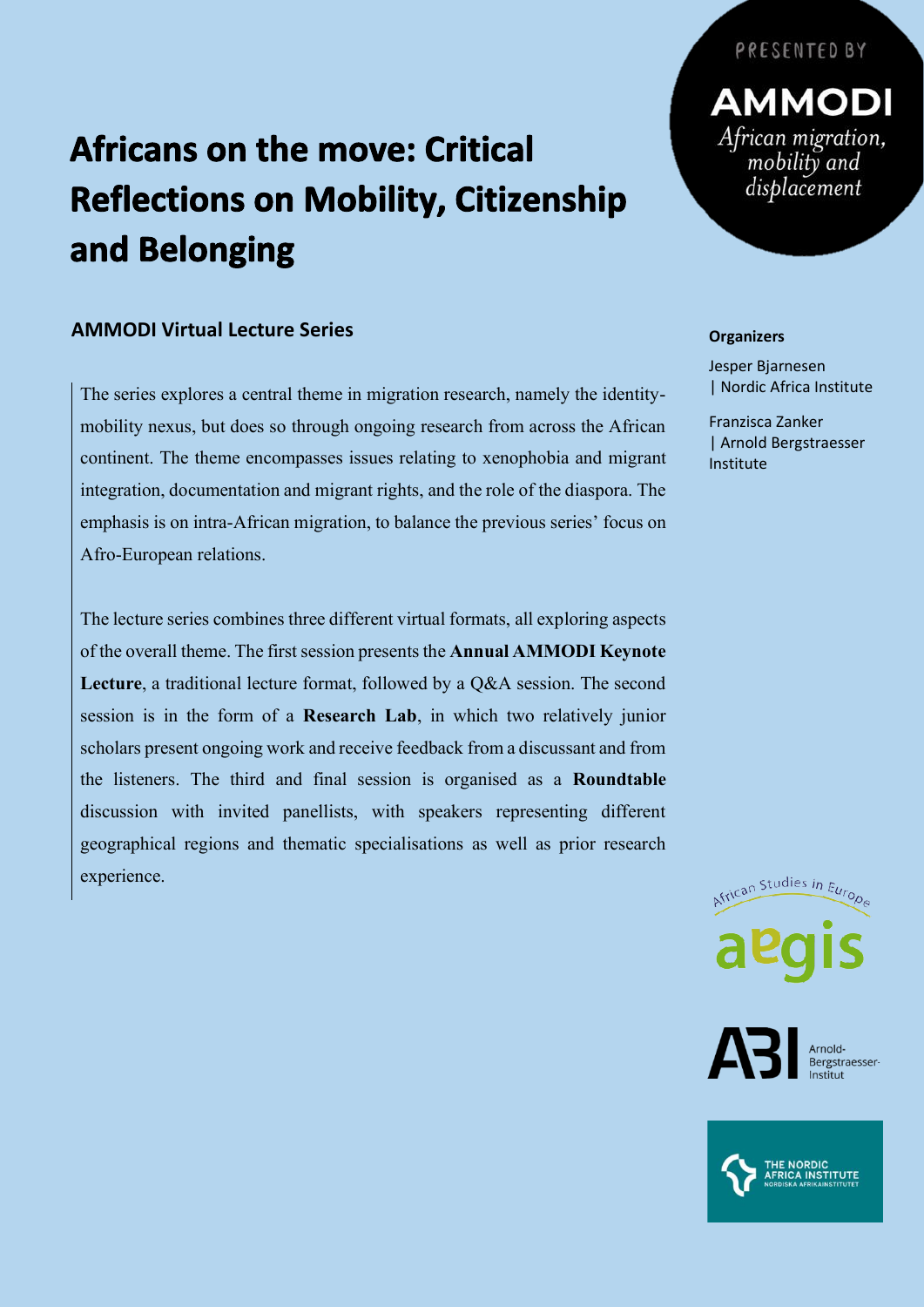PRESENTED BY

**AMMODI**

*African migration, mobility and displacement*

# Africans on the move: Critical Reflections on Mobility, Citizenship and Belonging

## AMMODI Virtual Lecture Series

The series explores a central theme in migration research, namely the identity-mobility nexus, but does so through ongoing research from across the African continent. The theme encompasses issues relating to xenophobia and migrant integration, documentation and migrant rights, and the role of the diaspora. The emphasis is on intra-African migration, to balance the previous series' focus on Afro-European relations.

The lecture series combines three different virtual formats, all exploring aspects of the overall theme. The first session presents the **Annual AMMODI Keynote Lecture**, a traditional lecture format, followed by a Q&A session. The second session is in the form of a **Research Lab**, in which two relatively junior scholars present ongoing work and receive feedback from a discussant and from the listeners. The third and final session is organised as a **Roundtable** discussion with invited panellists, with speakers representing different geographical regions and thematic specialisations as well as prior research experience.

**Organizers**

Jesper Bjarnesen | Nordic Africa Institute

Franzisca Zanker | Arnold Bergstraesser Institute

African Studies in Europe

aegis

ABI Arnold-Bergstraesser-Institut

THE NORDIC AFRICA INSTITUTE
NORDISKA AFRIKAINSTITUTET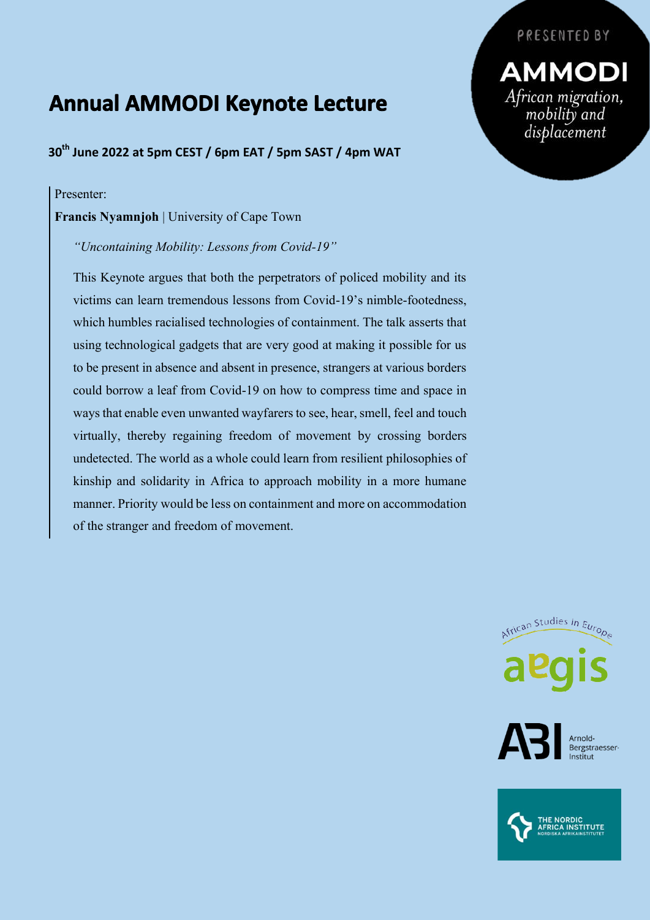PRESENTED BY

**AMMODI**

*African migration, mobility and displacement*

# Annual AMMODI Keynote Lecture

**30th June 2022 at 5pm CEST / 6pm EAT / 5pm SAST / 4pm WAT**

Presenter:

**Francis Nyamnjoh** | University of Cape Town

*"Uncontaining Mobility: Lessons from Covid-19"*

This Keynote argues that both the perpetrators of policed mobility and its victims can learn tremendous lessons from Covid-19's nimble-footedness, which humbles racialised technologies of containment. The talk asserts that using technological gadgets that are very good at making it possible for us to be present in absence and absent in presence, strangers at various borders could borrow a leaf from Covid-19 on how to compress time and space in ways that enable even unwanted wayfarers to see, hear, smell, feel and touch virtually, thereby regaining freedom of movement by crossing borders undetected. The world as a whole could learn from resilient philosophies of kinship and solidarity in Africa to approach mobility in a more humane manner. Priority would be less on containment and more on accommodation of the stranger and freedom of movement.

African Studies in Europe

aegis

ABI Arnold-Bergstraesser-Institut

THE NORDIC AFRICA INSTITUTE
NORDISKA AFRIKAINSTITUTET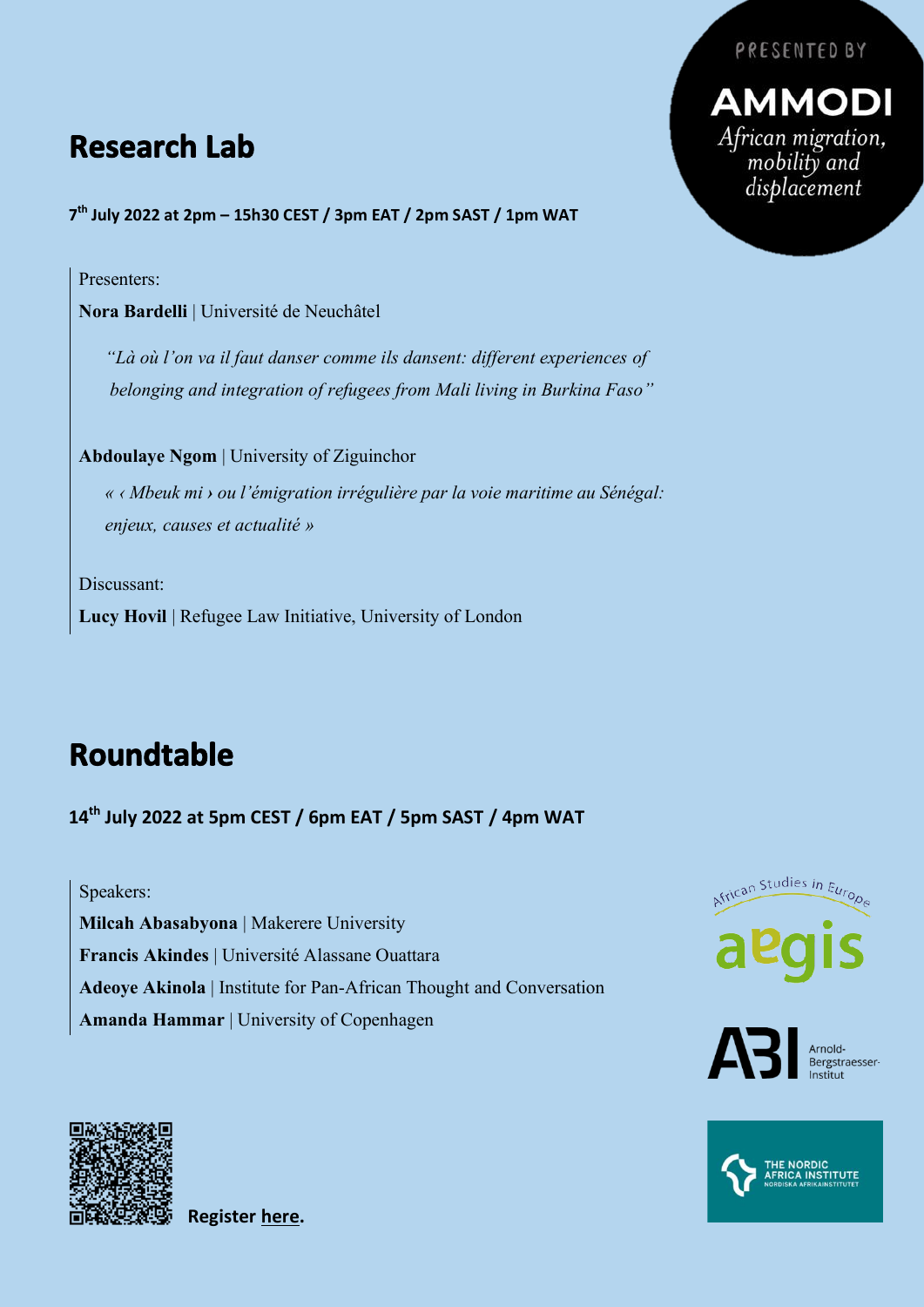PRESENTED BY

**AMMODI**

*African migration, mobility and displacement*

## Research Lab

**7th July 2022 at 2pm – 15h30 CEST / 3pm EAT / 2pm SAST / 1pm WAT**

Presenters:

**Nora Bardelli** | Université de Neuchâtel

*"Là où l'on va il faut danser comme ils dansent: different experiences of belonging and integration of refugees from Mali living in Burkina Faso"*

**Abdoulaye Ngom** | University of Ziguinchor

*« ‹ Mbeuk mi › ou l'émigration irrégulière par la voie maritime au Sénégal: enjeux, causes et actualité »*

Discussant:

**Lucy Hovil** | Refugee Law Initiative, University of London

## Roundtable

**14th July 2022 at 5pm CEST / 6pm EAT / 5pm SAST / 4pm WAT**

Speakers:

**Milcah Abasabyona** | Makerere University

**Francis Akindes** | Université Alassane Ouattara

**Adeoye Akinola** | Institute for Pan-African Thought and Conversation

**Amanda Hammar** | University of Copenhagen

African Studies in Europe aegis

ABI Arnold-Bergstraesser-Institut

THE NORDIC AFRICA INSTITUTE NORDISKA AFRIKAINSTITUTET

**Register here.**